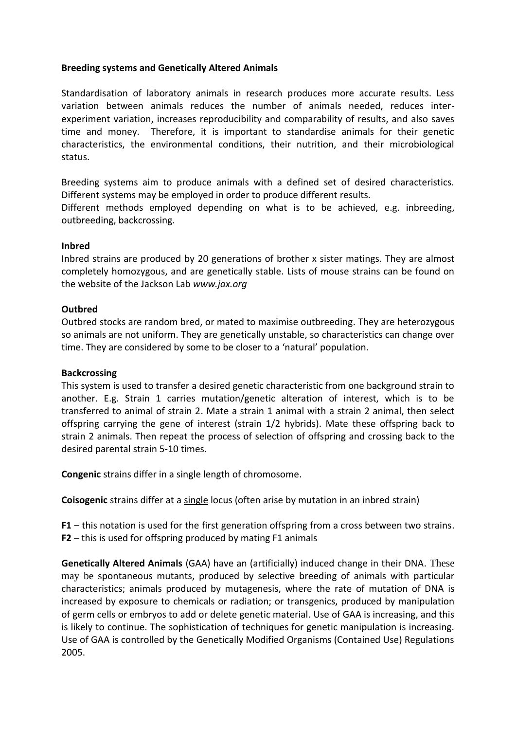**Breeding systems and Genetically Altered Animals**

Standardisation of laboratory animals in research produces more accurate results. Less variation between animals reduces the number of animals needed, reduces inter-experiment variation, increases reproducibility and comparability of results, and also saves time and money. Therefore, it is important to standardise animals for their genetic characteristics, the environmental conditions, their nutrition, and their microbiological status.

Breeding systems aim to produce animals with a defined set of desired characteristics. Different systems may be employed in order to produce different results.
Different methods employed depending on what is to be achieved, e.g. inbreeding, outbreeding, backcrossing.

**Inbred**
Inbred strains are produced by 20 generations of brother x sister matings. They are almost completely homozygous, and are genetically stable. Lists of mouse strains can be found on the website of the Jackson Lab *www.jax.org*

**Outbred**
Outbred stocks are random bred, or mated to maximise outbreeding. They are heterozygous so animals are not uniform. They are genetically unstable, so characteristics can change over time. They are considered by some to be closer to a 'natural' population.

**Backcrossing**
This system is used to transfer a desired genetic characteristic from one background strain to another. E.g. Strain 1 carries mutation/genetic alteration of interest, which is to be transferred to animal of strain 2. Mate a strain 1 animal with a strain 2 animal, then select offspring carrying the gene of interest (strain 1/2 hybrids). Mate these offspring back to strain 2 animals. Then repeat the process of selection of offspring and crossing back to the desired parental strain 5-10 times.

**Congenic** strains differ in a single length of chromosome.

**Coisogenic** strains differ at a <u>single</u> locus (often arise by mutation in an inbred strain)

**F1** – this notation is used for the first generation offspring from a cross between two strains.
**F2** – this is used for offspring produced by mating F1 animals

**Genetically Altered Animals** (GAA) have an (artificially) induced change in their DNA. These may be spontaneous mutants, produced by selective breeding of animals with particular characteristics; animals produced by mutagenesis, where the rate of mutation of DNA is increased by exposure to chemicals or radiation; or transgenics, produced by manipulation of germ cells or embryos to add or delete genetic material. Use of GAA is increasing, and this is likely to continue. The sophistication of techniques for genetic manipulation is increasing. Use of GAA is controlled by the Genetically Modified Organisms (Contained Use) Regulations 2005.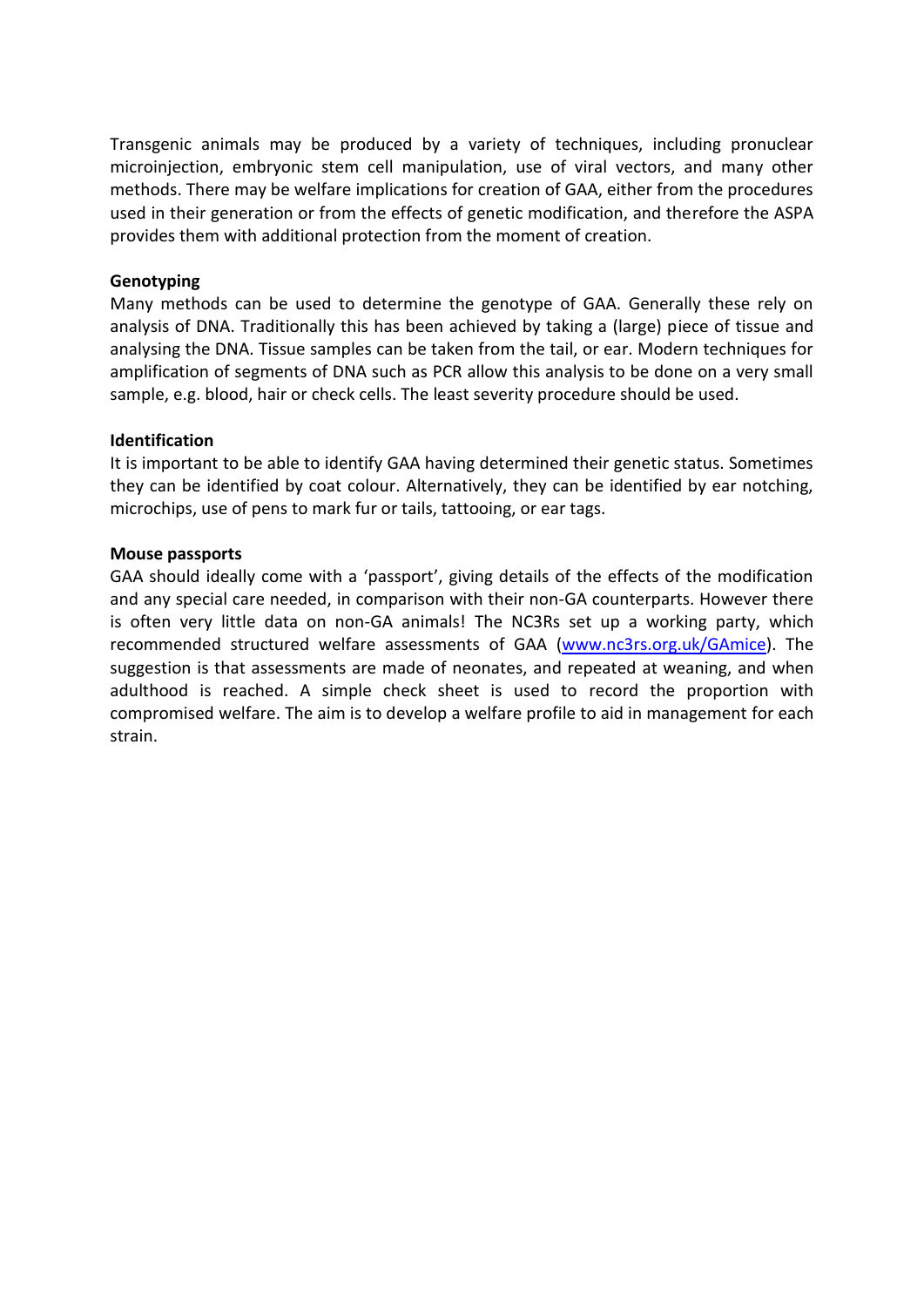Transgenic animals may be produced by a variety of techniques, including pronuclear microinjection, embryonic stem cell manipulation, use of viral vectors, and many other methods. There may be welfare implications for creation of GAA, either from the procedures used in their generation or from the effects of genetic modification, and therefore the ASPA provides them with additional protection from the moment of creation.

**Genotyping**

Many methods can be used to determine the genotype of GAA. Generally these rely on analysis of DNA. Traditionally this has been achieved by taking a (large) piece of tissue and analysing the DNA. Tissue samples can be taken from the tail, or ear. Modern techniques for amplification of segments of DNA such as PCR allow this analysis to be done on a very small sample, e.g. blood, hair or check cells. The least severity procedure should be used.

**Identification**

It is important to be able to identify GAA having determined their genetic status. Sometimes they can be identified by coat colour. Alternatively, they can be identified by ear notching, microchips, use of pens to mark fur or tails, tattooing, or ear tags.

**Mouse passports**

GAA should ideally come with a 'passport', giving details of the effects of the modification and any special care needed, in comparison with their non-GA counterparts. However there is often very little data on non-GA animals! The NC3Rs set up a working party, which recommended structured welfare assessments of GAA ([www.nc3rs.org.uk/GAmice](www.nc3rs.org.uk/GAmice)). The suggestion is that assessments are made of neonates, and repeated at weaning, and when adulthood is reached. A simple check sheet is used to record the proportion with compromised welfare. The aim is to develop a welfare profile to aid in management for each strain.